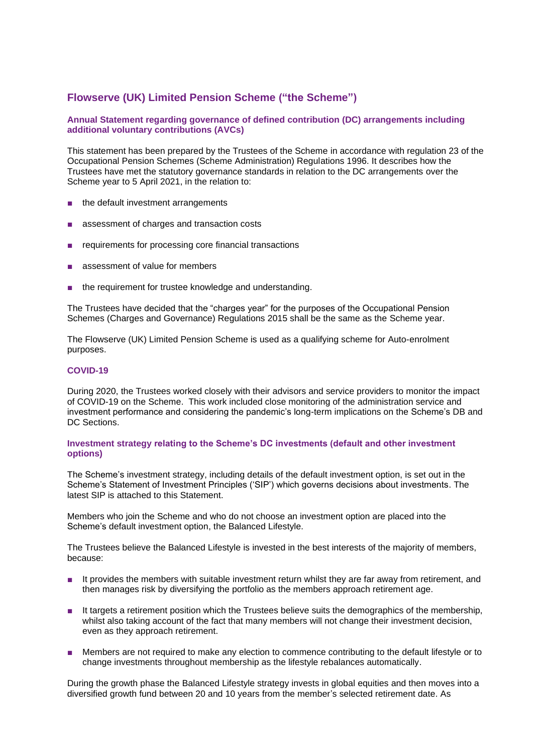# Flowserve (UK) Limited Pension Scheme ("the Scheme")

### Annual Statement regarding governance of defined contribution (DC) arrangements including additional voluntary contributions (AVCs)

This statement has been prepared by the Trustees of the Scheme in accordance with regulation 23 of the Occupational Pension Schemes (Scheme Administration) Regulations 1996. It describes how the Trustees have met the statutory governance standards in relation to the DC arrangements over the Scheme year to 5 April 2021, in the relation to:

- the default investment arrangements
- assessment of charges and transaction costs
- requirements for processing core financial transactions
- assessment of value for members
- the requirement for trustee knowledge and understanding.

The Trustees have decided that the "charges year" for the purposes of the Occupational Pension Schemes (Charges and Governance) Regulations 2015 shall be the same as the Scheme year.

The Flowserve (UK) Limited Pension Scheme is used as a qualifying scheme for Auto-enrolment purposes.

### COVID-19

During 2020, the Trustees worked closely with their advisors and service providers to monitor the impact of COVID-19 on the Scheme. This work included close monitoring of the administration service and investment performance and considering the pandemic's long-term implications on the Scheme's DB and DC Sections.

### Investment strategy relating to the Scheme's DC investments (default and other investment options)

The Scheme's investment strategy, including details of the default investment option, is set out in the Scheme's Statement of Investment Principles ('SIP') which governs decisions about investments. The latest SIP is attached to this Statement.

Members who join the Scheme and who do not choose an investment option are placed into the Scheme's default investment option, the Balanced Lifestyle.

The Trustees believe the Balanced Lifestyle is invested in the best interests of the majority of members, because:

- It provides the members with suitable investment return whilst they are far away from retirement, and then manages risk by diversifying the portfolio as the members approach retirement age.
- It targets a retirement position which the Trustees believe suits the demographics of the membership, whilst also taking account of the fact that many members will not change their investment decision, even as they approach retirement.
- Members are not required to make any election to commence contributing to the default lifestyle or to change investments throughout membership as the lifestyle rebalances automatically.

During the growth phase the Balanced Lifestyle strategy invests in global equities and then moves into a diversified growth fund between 20 and 10 years from the member's selected retirement date. As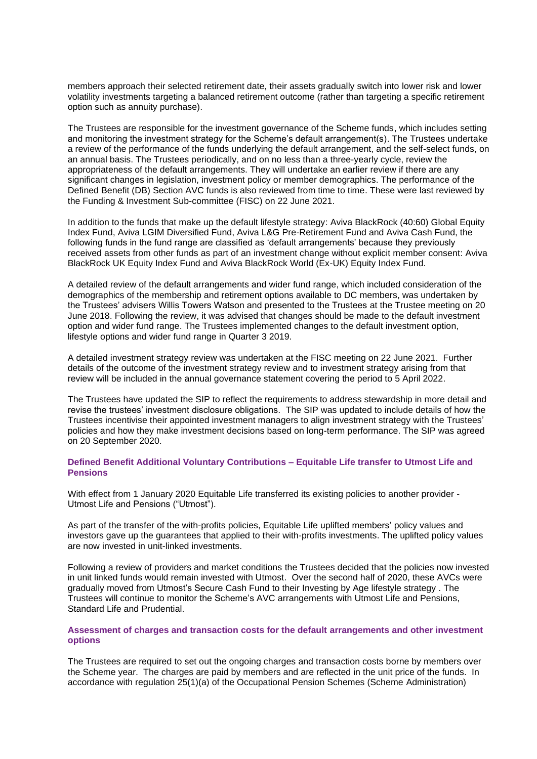members approach their selected retirement date, their assets gradually switch into lower risk and lower volatility investments targeting a balanced retirement outcome (rather than targeting a specific retirement option such as annuity purchase).

The Trustees are responsible for the investment governance of the Scheme funds, which includes setting and monitoring the investment strategy for the Scheme's default arrangement(s). The Trustees undertake a review of the performance of the funds underlying the default arrangement, and the self-select funds, on an annual basis. The Trustees periodically, and on no less than a three-yearly cycle, review the appropriateness of the default arrangements. They will undertake an earlier review if there are any significant changes in legislation, investment policy or member demographics. The performance of the Defined Benefit (DB) Section AVC funds is also reviewed from time to time. These were last reviewed by the Funding & Investment Sub-committee (FISC) on 22 June 2021.

In addition to the funds that make up the default lifestyle strategy: Aviva BlackRock (40:60) Global Equity Index Fund, Aviva LGIM Diversified Fund, Aviva L&G Pre-Retirement Fund and Aviva Cash Fund, the following funds in the fund range are classified as 'default arrangements' because they previously received assets from other funds as part of an investment change without explicit member consent: Aviva BlackRock UK Equity Index Fund and Aviva BlackRock World (Ex-UK) Equity Index Fund.

A detailed review of the default arrangements and wider fund range, which included consideration of the demographics of the membership and retirement options available to DC members, was undertaken by the Trustees' advisers Willis Towers Watson and presented to the Trustees at the Trustee meeting on 20 June 2018. Following the review, it was advised that changes should be made to the default investment option and wider fund range. The Trustees implemented changes to the default investment option, lifestyle options and wider fund range in Quarter 3 2019.

A detailed investment strategy review was undertaken at the FISC meeting on 22 June 2021. Further details of the outcome of the investment strategy review and to investment strategy arising from that review will be included in the annual governance statement covering the period to 5 April 2022.

The Trustees have updated the SIP to reflect the requirements to address stewardship in more detail and revise the trustees' investment disclosure obligations. The SIP was updated to include details of how the Trustees incentivise their appointed investment managers to align investment strategy with the Trustees' policies and how they make investment decisions based on long-term performance. The SIP was agreed on 20 September 2020.

### Defined Benefit Additional Voluntary Contributions – Equitable Life transfer to Utmost Life and Pensions

With effect from 1 January 2020 Equitable Life transferred its existing policies to another provider - Utmost Life and Pensions ("Utmost").

As part of the transfer of the with-profits policies, Equitable Life uplifted members' policy values and investors gave up the guarantees that applied to their with-profits investments. The uplifted policy values are now invested in unit-linked investments.

Following a review of providers and market conditions the Trustees decided that the policies now invested in unit linked funds would remain invested with Utmost. Over the second half of 2020, these AVCs were gradually moved from Utmost's Secure Cash Fund to their Investing by Age lifestyle strategy . The Trustees will continue to monitor the Scheme's AVC arrangements with Utmost Life and Pensions, Standard Life and Prudential.

### Assessment of charges and transaction costs for the default arrangements and other investment options

The Trustees are required to set out the ongoing charges and transaction costs borne by members over the Scheme year. The charges are paid by members and are reflected in the unit price of the funds. In accordance with regulation 25(1)(a) of the Occupational Pension Schemes (Scheme Administration)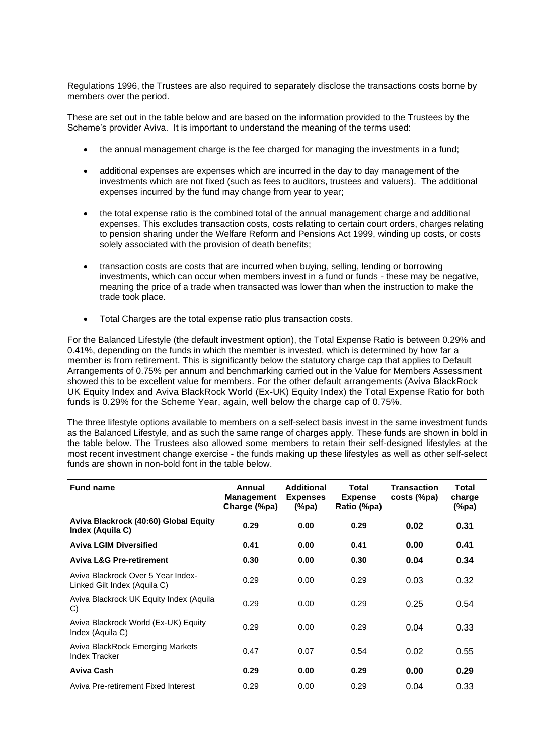Regulations 1996, the Trustees are also required to separately disclose the transactions costs borne by members over the period.

These are set out in the table below and are based on the information provided to the Trustees by the Scheme's provider Aviva. It is important to understand the meaning of the terms used:

- the annual management charge is the fee charged for managing the investments in a fund;
- additional expenses are expenses which are incurred in the day to day management of the investments which are not fixed (such as fees to auditors, trustees and valuers). The additional expenses incurred by the fund may change from year to year;
- the total expense ratio is the combined total of the annual management charge and additional expenses. This excludes transaction costs, costs relating to certain court orders, charges relating to pension sharing under the Welfare Reform and Pensions Act 1999, winding up costs, or costs solely associated with the provision of death benefits;
- transaction costs are costs that are incurred when buying, selling, lending or borrowing investments, which can occur when members invest in a fund or funds - these may be negative, meaning the price of a trade when transacted was lower than when the instruction to make the trade took place.
- Total Charges are the total expense ratio plus transaction costs.

For the Balanced Lifestyle (the default investment option), the Total Expense Ratio is between 0.29% and 0.41%, depending on the funds in which the member is invested, which is determined by how far a member is from retirement. This is significantly below the statutory charge cap that applies to Default Arrangements of 0.75% per annum and benchmarking carried out in the Value for Members Assessment showed this to be excellent value for members. For the other default arrangements (Aviva BlackRock UK Equity Index and Aviva BlackRock World (Ex-UK) Equity Index) the Total Expense Ratio for both funds is 0.29% for the Scheme Year, again, well below the charge cap of 0.75%.

The three lifestyle options available to members on a self-select basis invest in the same investment funds as the Balanced Lifestyle, and as such the same range of charges apply. These funds are shown in bold in the table below. The Trustees also allowed some members to retain their self-designed lifestyles at the most recent investment change exercise - the funds making up these lifestyles as well as other self-select funds are shown in non-bold font in the table below.

| Fund name | Annual Management Charge (%pa) | Additional Expenses (%pa) | Total Expense Ratio (%pa) | Transaction costs (%pa) | Total charge (%pa) |
|---|---|---|---|---|---|
| **Aviva Blackrock (40:60) Global Equity Index (Aquila C)** | **0.29** | **0.00** | **0.29** | **0.02** | **0.31** |
| **Aviva LGIM Diversified** | **0.41** | **0.00** | **0.41** | **0.00** | **0.41** |
| **Aviva L&G Pre-retirement** | **0.30** | **0.00** | **0.30** | **0.04** | **0.34** |
| Aviva Blackrock Over 5 Year Index-Linked Gilt Index (Aquila C) | 0.29 | 0.00 | 0.29 | 0.03 | 0.32 |
| Aviva Blackrock UK Equity Index (Aquila C) | 0.29 | 0.00 | 0.29 | 0.25 | 0.54 |
| Aviva Blackrock World (Ex-UK) Equity Index (Aquila C) | 0.29 | 0.00 | 0.29 | 0.04 | 0.33 |
| Aviva BlackRock Emerging Markets Index Tracker | 0.47 | 0.07 | 0.54 | 0.02 | 0.55 |
| **Aviva Cash** | **0.29** | **0.00** | **0.29** | **0.00** | **0.29** |
| Aviva Pre-retirement Fixed Interest | 0.29 | 0.00 | 0.29 | 0.04 | 0.33 |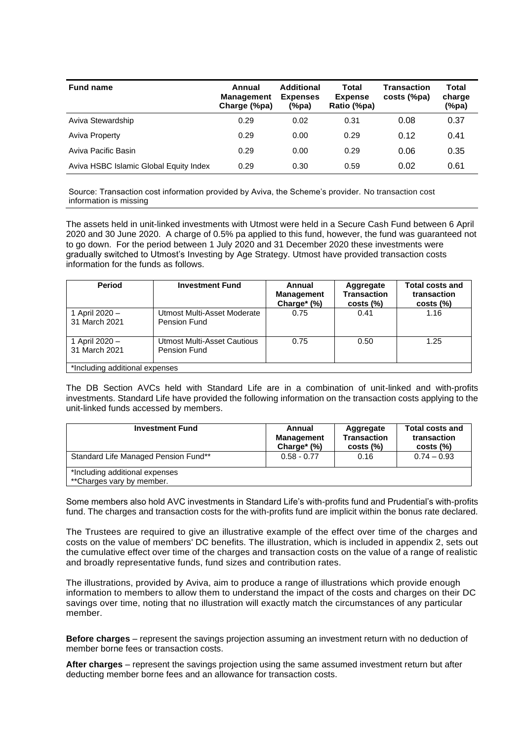| Fund name | Annual Management Charge (%pa) | Additional Expenses (%pa) | Total Expense Ratio (%pa) | Transaction costs (%pa) | Total charge (%pa) |
|---|---|---|---|---|---|
| Aviva Stewardship | 0.29 | 0.02 | 0.31 | 0.08 | 0.37 |
| Aviva Property | 0.29 | 0.00 | 0.29 | 0.12 | 0.41 |
| Aviva Pacific Basin | 0.29 | 0.00 | 0.29 | 0.06 | 0.35 |
| Aviva HSBC Islamic Global Equity Index | 0.29 | 0.30 | 0.59 | 0.02 | 0.61 |

Source: Transaction cost information provided by Aviva, the Scheme's provider. No transaction cost information is missing

The assets held in unit-linked investments with Utmost were held in a Secure Cash Fund between 6 April 2020 and 30 June 2020. A charge of 0.5% pa applied to this fund, however, the fund was guaranteed not to go down. For the period between 1 July 2020 and 31 December 2020 these investments were gradually switched to Utmost's Investing by Age Strategy. Utmost have provided transaction costs information for the funds as follows.

| Period | Investment Fund | Annual Management Charge* (%) | Aggregate Transaction costs (%) | Total costs and transaction costs (%) |
|---|---|---|---|---|
| 1 April 2020 – 31 March 2021 | Utmost Multi-Asset Moderate Pension Fund | 0.75 | 0.41 | 1.16 |
| 1 April 2020 – 31 March 2021 | Utmost Multi-Asset Cautious Pension Fund | 0.75 | 0.50 | 1.25 |
| *Including additional expenses | | | | |

The DB Section AVCs held with Standard Life are in a combination of unit-linked and with-profits investments. Standard Life have provided the following information on the transaction costs applying to the unit-linked funds accessed by members.

| Investment Fund | Annual Management Charge* (%) | Aggregate Transaction costs (%) | Total costs and transaction costs (%) |
|---|---|---|---|
| Standard Life Managed Pension Fund** | 0.58 - 0.77 | 0.16 | 0.74 – 0.93 |
| *Including additional expenses<br>**Charges vary by member. | | | |

Some members also hold AVC investments in Standard Life's with-profits fund and Prudential's with-profits fund. The charges and transaction costs for the with-profits fund are implicit within the bonus rate declared.

The Trustees are required to give an illustrative example of the effect over time of the charges and costs on the value of members' DC benefits. The illustration, which is included in appendix 2, sets out the cumulative effect over time of the charges and transaction costs on the value of a range of realistic and broadly representative funds, fund sizes and contribution rates.

The illustrations, provided by Aviva, aim to produce a range of illustrations which provide enough information to members to allow them to understand the impact of the costs and charges on their DC savings over time, noting that no illustration will exactly match the circumstances of any particular member.

**Before charges** – represent the savings projection assuming an investment return with no deduction of member borne fees or transaction costs.

**After charges** – represent the savings projection using the same assumed investment return but after deducting member borne fees and an allowance for transaction costs.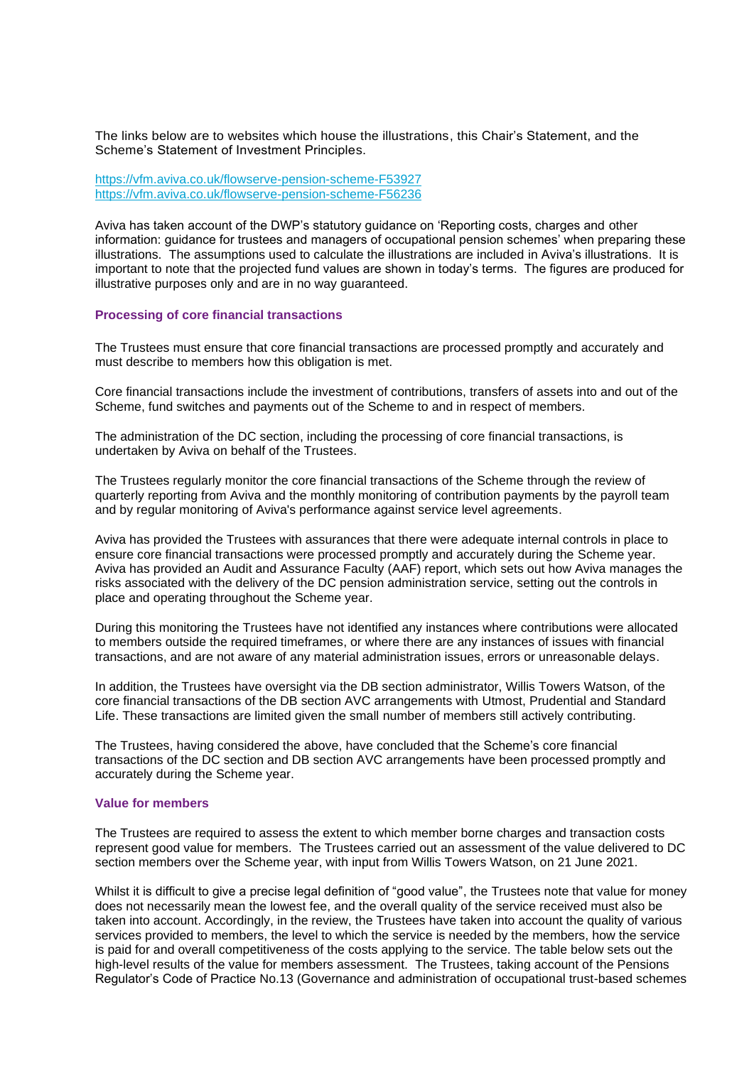The links below are to websites which house the illustrations, this Chair's Statement, and the Scheme's Statement of Investment Principles.

https://vfm.aviva.co.uk/flowserve-pension-scheme-F53927
https://vfm.aviva.co.uk/flowserve-pension-scheme-F56236

Aviva has taken account of the DWP's statutory guidance on 'Reporting costs, charges and other information: guidance for trustees and managers of occupational pension schemes' when preparing these illustrations. The assumptions used to calculate the illustrations are included in Aviva's illustrations. It is important to note that the projected fund values are shown in today's terms. The figures are produced for illustrative purposes only and are in no way guaranteed.

### Processing of core financial transactions

The Trustees must ensure that core financial transactions are processed promptly and accurately and must describe to members how this obligation is met.

Core financial transactions include the investment of contributions, transfers of assets into and out of the Scheme, fund switches and payments out of the Scheme to and in respect of members.

The administration of the DC section, including the processing of core financial transactions, is undertaken by Aviva on behalf of the Trustees.

The Trustees regularly monitor the core financial transactions of the Scheme through the review of quarterly reporting from Aviva and the monthly monitoring of contribution payments by the payroll team and by regular monitoring of Aviva's performance against service level agreements.

Aviva has provided the Trustees with assurances that there were adequate internal controls in place to ensure core financial transactions were processed promptly and accurately during the Scheme year. Aviva has provided an Audit and Assurance Faculty (AAF) report, which sets out how Aviva manages the risks associated with the delivery of the DC pension administration service, setting out the controls in place and operating throughout the Scheme year.

During this monitoring the Trustees have not identified any instances where contributions were allocated to members outside the required timeframes, or where there are any instances of issues with financial transactions, and are not aware of any material administration issues, errors or unreasonable delays.

In addition, the Trustees have oversight via the DB section administrator, Willis Towers Watson, of the core financial transactions of the DB section AVC arrangements with Utmost, Prudential and Standard Life. These transactions are limited given the small number of members still actively contributing.

The Trustees, having considered the above, have concluded that the Scheme's core financial transactions of the DC section and DB section AVC arrangements have been processed promptly and accurately during the Scheme year.

### Value for members

The Trustees are required to assess the extent to which member borne charges and transaction costs represent good value for members. The Trustees carried out an assessment of the value delivered to DC section members over the Scheme year, with input from Willis Towers Watson, on 21 June 2021.

Whilst it is difficult to give a precise legal definition of "good value", the Trustees note that value for money does not necessarily mean the lowest fee, and the overall quality of the service received must also be taken into account. Accordingly, in the review, the Trustees have taken into account the quality of various services provided to members, the level to which the service is needed by the members, how the service is paid for and overall competitiveness of the costs applying to the service. The table below sets out the high-level results of the value for members assessment. The Trustees, taking account of the Pensions Regulator's Code of Practice No.13 (Governance and administration of occupational trust-based schemes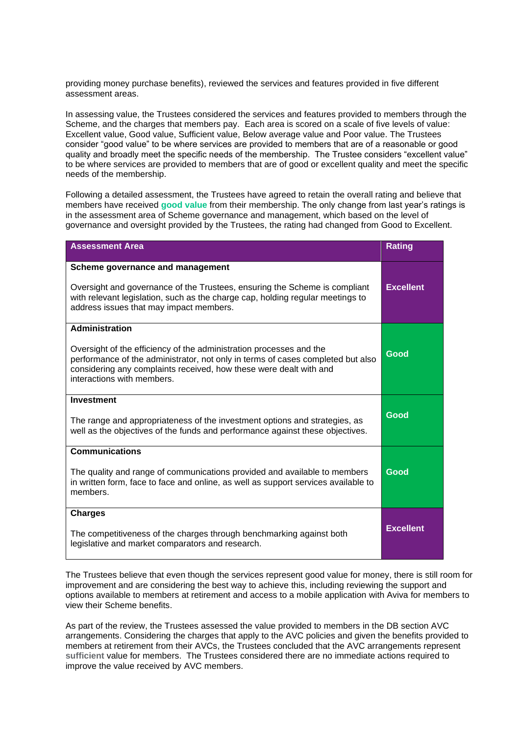providing money purchase benefits), reviewed the services and features provided in five different assessment areas.

In assessing value, the Trustees considered the services and features provided to members through the Scheme, and the charges that members pay. Each area is scored on a scale of five levels of value: Excellent value, Good value, Sufficient value, Below average value and Poor value. The Trustees consider "good value" to be where services are provided to members that are of a reasonable or good quality and broadly meet the specific needs of the membership. The Trustee considers "excellent value" to be where services are provided to members that are of good or excellent quality and meet the specific needs of the membership.

Following a detailed assessment, the Trustees have agreed to retain the overall rating and believe that members have received **good value** from their membership. The only change from last year's ratings is in the assessment area of Scheme governance and management, which based on the level of governance and oversight provided by the Trustees, the rating had changed from Good to Excellent.

| Assessment Area | Rating |
|---|---|
| **Scheme governance and management**<br><br>Oversight and governance of the Trustees, ensuring the Scheme is compliant with relevant legislation, such as the charge cap, holding regular meetings to address issues that may impact members. | **Excellent** |
| **Administration**<br><br>Oversight of the efficiency of the administration processes and the performance of the administrator, not only in terms of cases completed but also considering any complaints received, how these were dealt with and interactions with members. | **Good** |
| **Investment**<br><br>The range and appropriateness of the investment options and strategies, as well as the objectives of the funds and performance against these objectives. | **Good** |
| **Communications**<br><br>The quality and range of communications provided and available to members in written form, face to face and online, as well as support services available to members. | **Good** |
| **Charges**<br><br>The competitiveness of the charges through benchmarking against both legislative and market comparators and research. | **Excellent** |

The Trustees believe that even though the services represent good value for money, there is still room for improvement and are considering the best way to achieve this, including reviewing the support and options available to members at retirement and access to a mobile application with Aviva for members to view their Scheme benefits.

As part of the review, the Trustees assessed the value provided to members in the DB section AVC arrangements. Considering the charges that apply to the AVC policies and given the benefits provided to members at retirement from their AVCs, the Trustees concluded that the AVC arrangements represent **sufficient** value for members. The Trustees considered there are no immediate actions required to improve the value received by AVC members.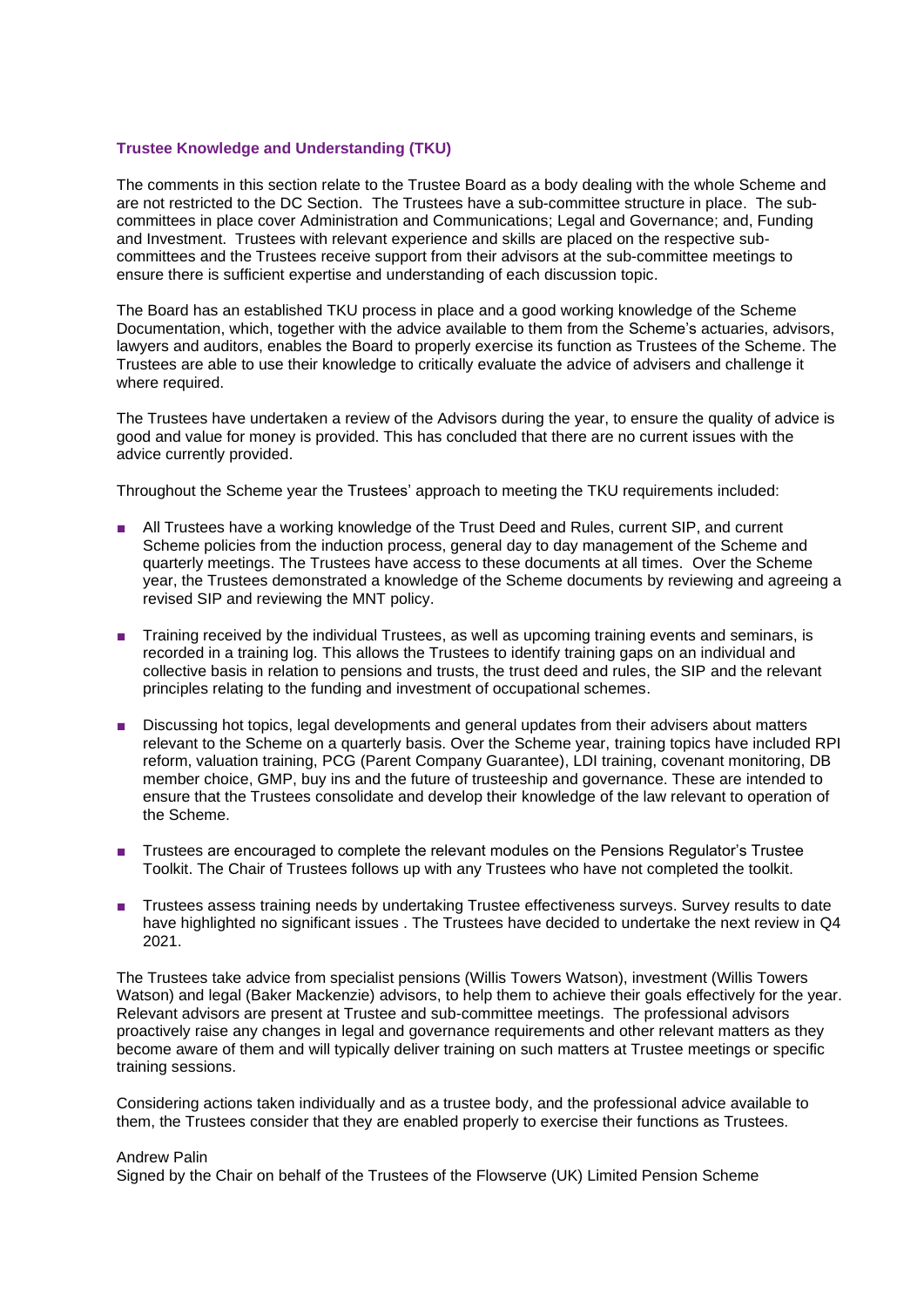### Trustee Knowledge and Understanding (TKU)

The comments in this section relate to the Trustee Board as a body dealing with the whole Scheme and are not restricted to the DC Section. The Trustees have a sub-committee structure in place. The sub-committees in place cover Administration and Communications; Legal and Governance; and, Funding and Investment. Trustees with relevant experience and skills are placed on the respective sub-committees and the Trustees receive support from their advisors at the sub-committee meetings to ensure there is sufficient expertise and understanding of each discussion topic.

The Board has an established TKU process in place and a good working knowledge of the Scheme Documentation, which, together with the advice available to them from the Scheme's actuaries, advisors, lawyers and auditors, enables the Board to properly exercise its function as Trustees of the Scheme. The Trustees are able to use their knowledge to critically evaluate the advice of advisers and challenge it where required.

The Trustees have undertaken a review of the Advisors during the year, to ensure the quality of advice is good and value for money is provided. This has concluded that there are no current issues with the advice currently provided.

Throughout the Scheme year the Trustees' approach to meeting the TKU requirements included:

- All Trustees have a working knowledge of the Trust Deed and Rules, current SIP, and current Scheme policies from the induction process, general day to day management of the Scheme and quarterly meetings. The Trustees have access to these documents at all times. Over the Scheme year, the Trustees demonstrated a knowledge of the Scheme documents by reviewing and agreeing a revised SIP and reviewing the MNT policy.
- Training received by the individual Trustees, as well as upcoming training events and seminars, is recorded in a training log. This allows the Trustees to identify training gaps on an individual and collective basis in relation to pensions and trusts, the trust deed and rules, the SIP and the relevant principles relating to the funding and investment of occupational schemes.
- Discussing hot topics, legal developments and general updates from their advisers about matters relevant to the Scheme on a quarterly basis. Over the Scheme year, training topics have included RPI reform, valuation training, PCG (Parent Company Guarantee), LDI training, covenant monitoring, DB member choice, GMP, buy ins and the future of trusteeship and governance. These are intended to ensure that the Trustees consolidate and develop their knowledge of the law relevant to operation of the Scheme.
- Trustees are encouraged to complete the relevant modules on the Pensions Regulator's Trustee Toolkit. The Chair of Trustees follows up with any Trustees who have not completed the toolkit.
- Trustees assess training needs by undertaking Trustee effectiveness surveys. Survey results to date have highlighted no significant issues . The Trustees have decided to undertake the next review in Q4 2021.

The Trustees take advice from specialist pensions (Willis Towers Watson), investment (Willis Towers Watson) and legal (Baker Mackenzie) advisors, to help them to achieve their goals effectively for the year. Relevant advisors are present at Trustee and sub-committee meetings. The professional advisors proactively raise any changes in legal and governance requirements and other relevant matters as they become aware of them and will typically deliver training on such matters at Trustee meetings or specific training sessions.

Considering actions taken individually and as a trustee body, and the professional advice available to them, the Trustees consider that they are enabled properly to exercise their functions as Trustees.

Andrew Palin

Signed by the Chair on behalf of the Trustees of the Flowserve (UK) Limited Pension Scheme